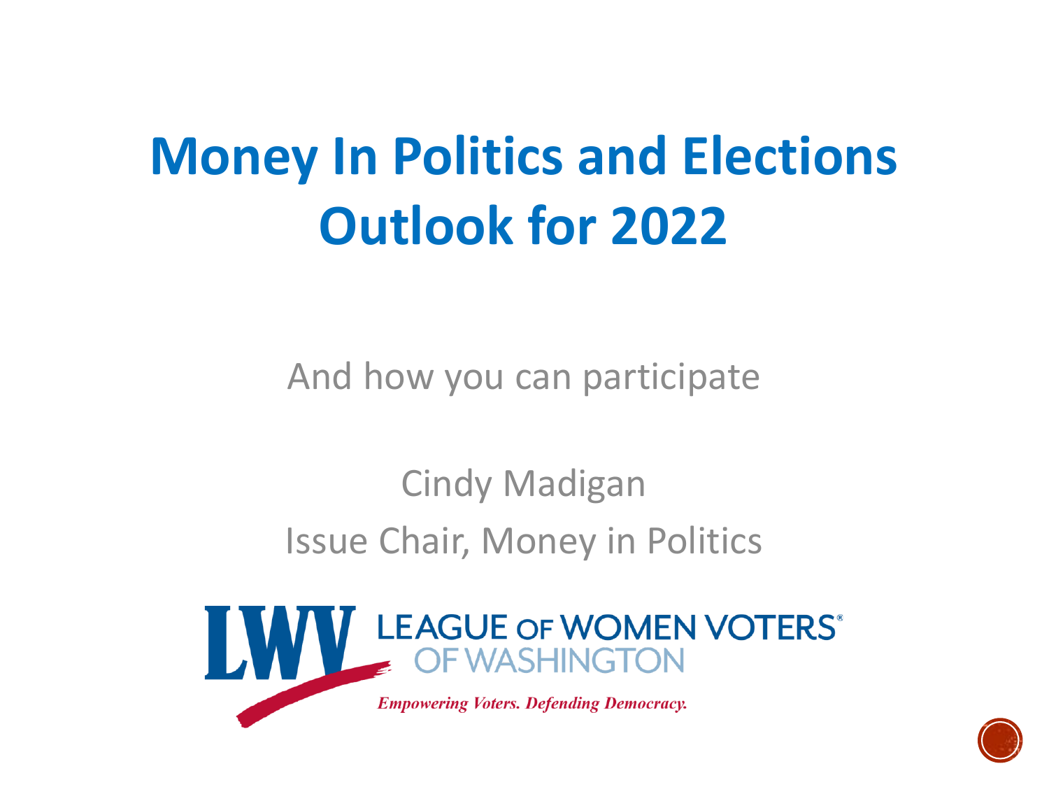# Money In Politics and Elections Outlook for 2022

And how you can participate

Cindy Madigan

Issue Chair, Money in Politics

LWV LEAGUE OF WOMEN VOTERS® OF WASHINGTON

*Empowering Voters. Defending Democracy.*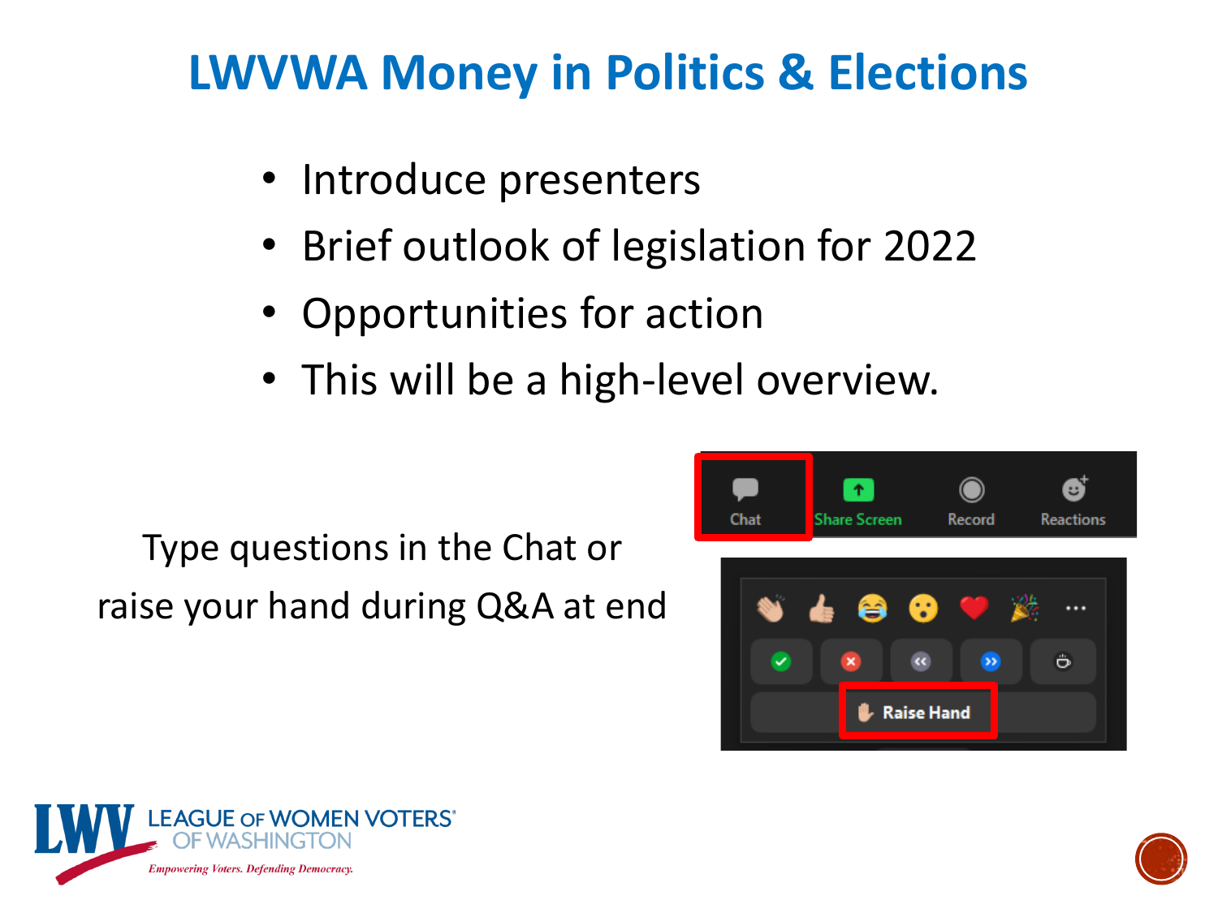# LWVWA Money in Politics & Elections

- Introduce presenters
- Brief outlook of legislation for 2022
- Opportunities for action
- This will be a high-level overview.

Type questions in the Chat or raise your hand during Q&A at end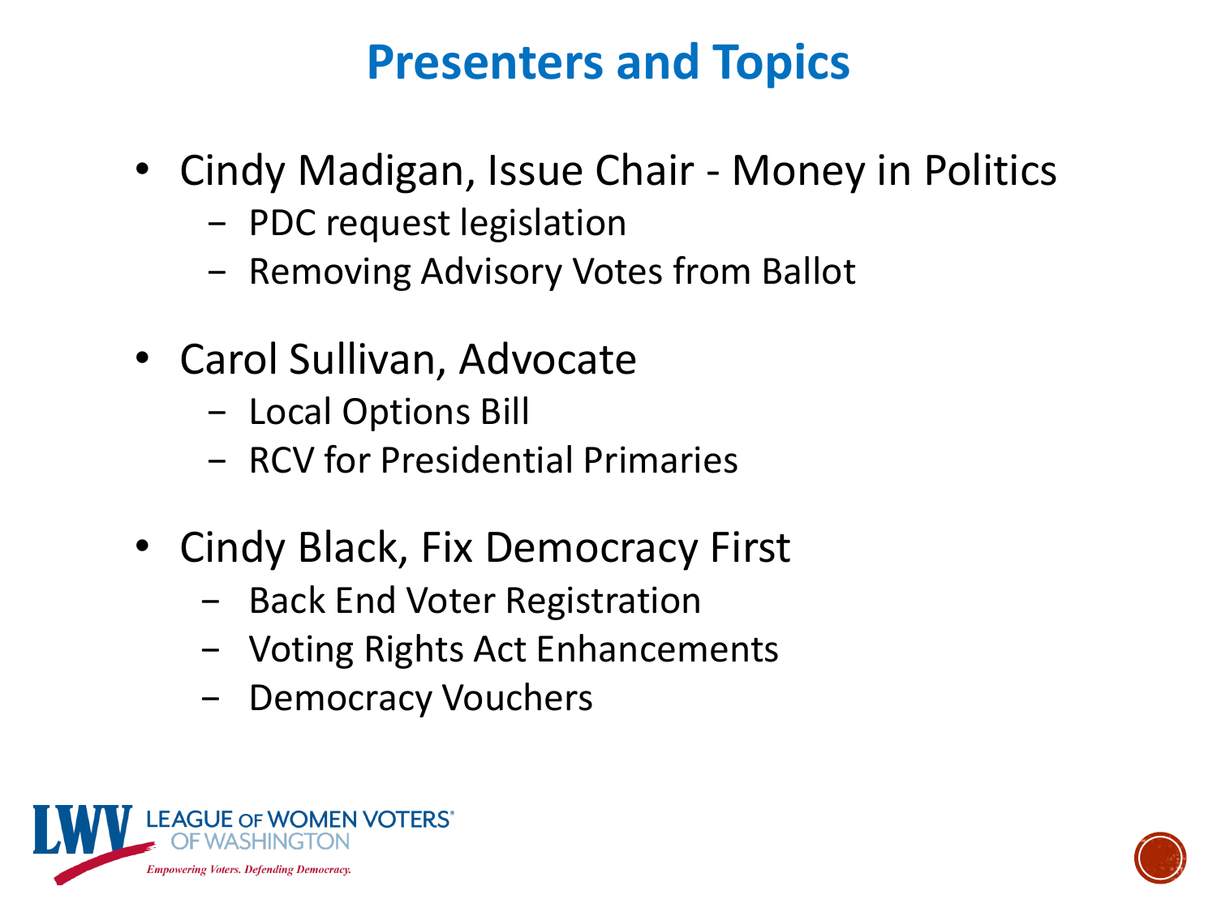# Presenters and Topics

- Cindy Madigan, Issue Chair - Money in Politics
  - PDC request legislation
  - Removing Advisory Votes from Ballot

- Carol Sullivan, Advocate
  - Local Options Bill
  - RCV for Presidential Primaries

- Cindy Black, Fix Democracy First
  - Back End Voter Registration
  - Voting Rights Act Enhancements
  - Democracy Vouchers

LEAGUE OF WOMEN VOTERS® OF WASHINGTON
*Empowering Voters. Defending Democracy.*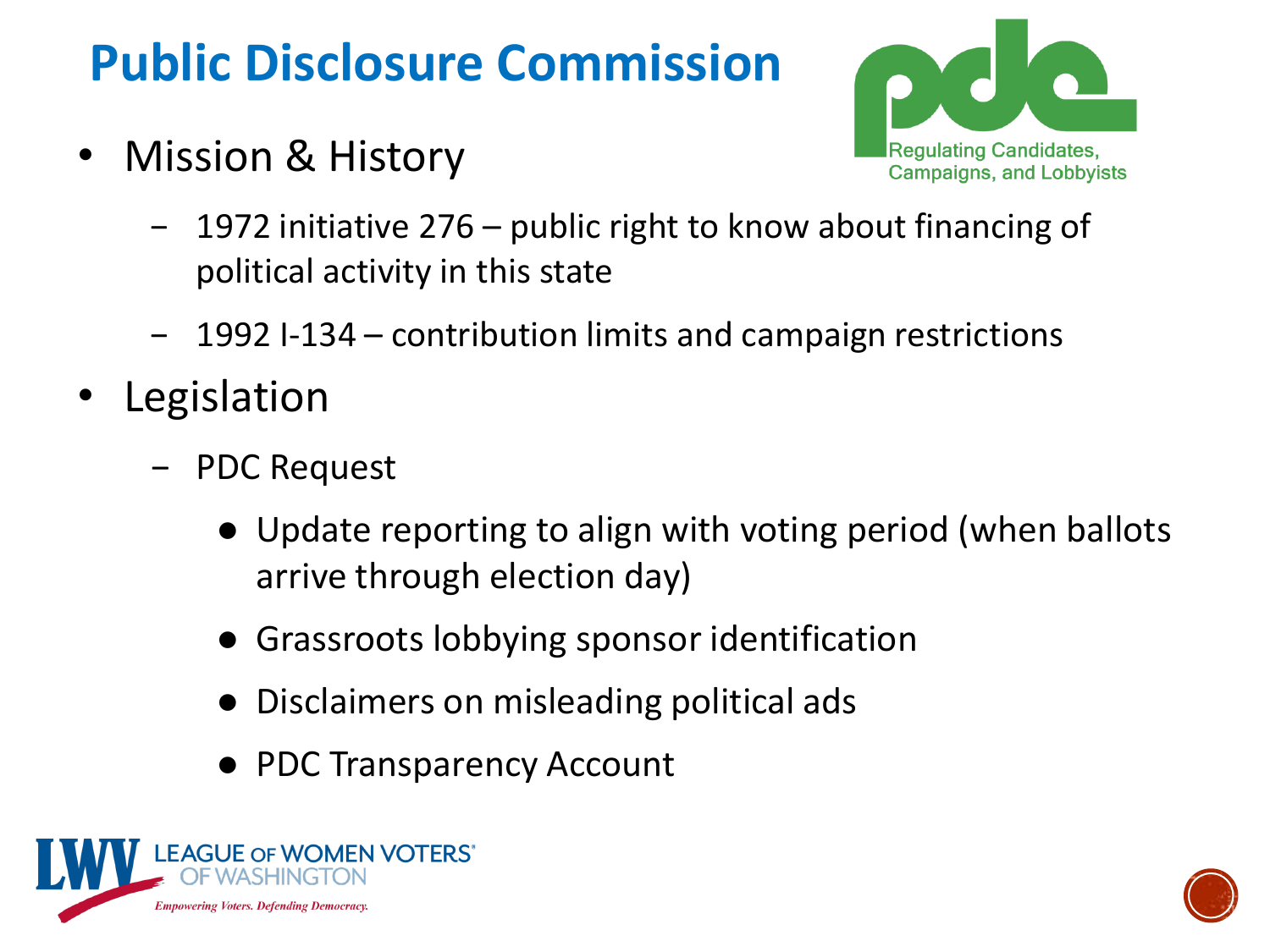# Public Disclosure Commission

Regulating Candidates, Campaigns, and Lobbyists

- Mission & History
  - 1972 initiative 276 – public right to know about financing of political activity in this state
  - 1992 I-134 – contribution limits and campaign restrictions
- Legislation
  - PDC Request
    - Update reporting to align with voting period (when ballots arrive through election day)
    - Grassroots lobbying sponsor identification
    - Disclaimers on misleading political ads
    - PDC Transparency Account

LEAGUE OF WOMEN VOTERS® OF WASHINGTON

*Empowering Voters. Defending Democracy.*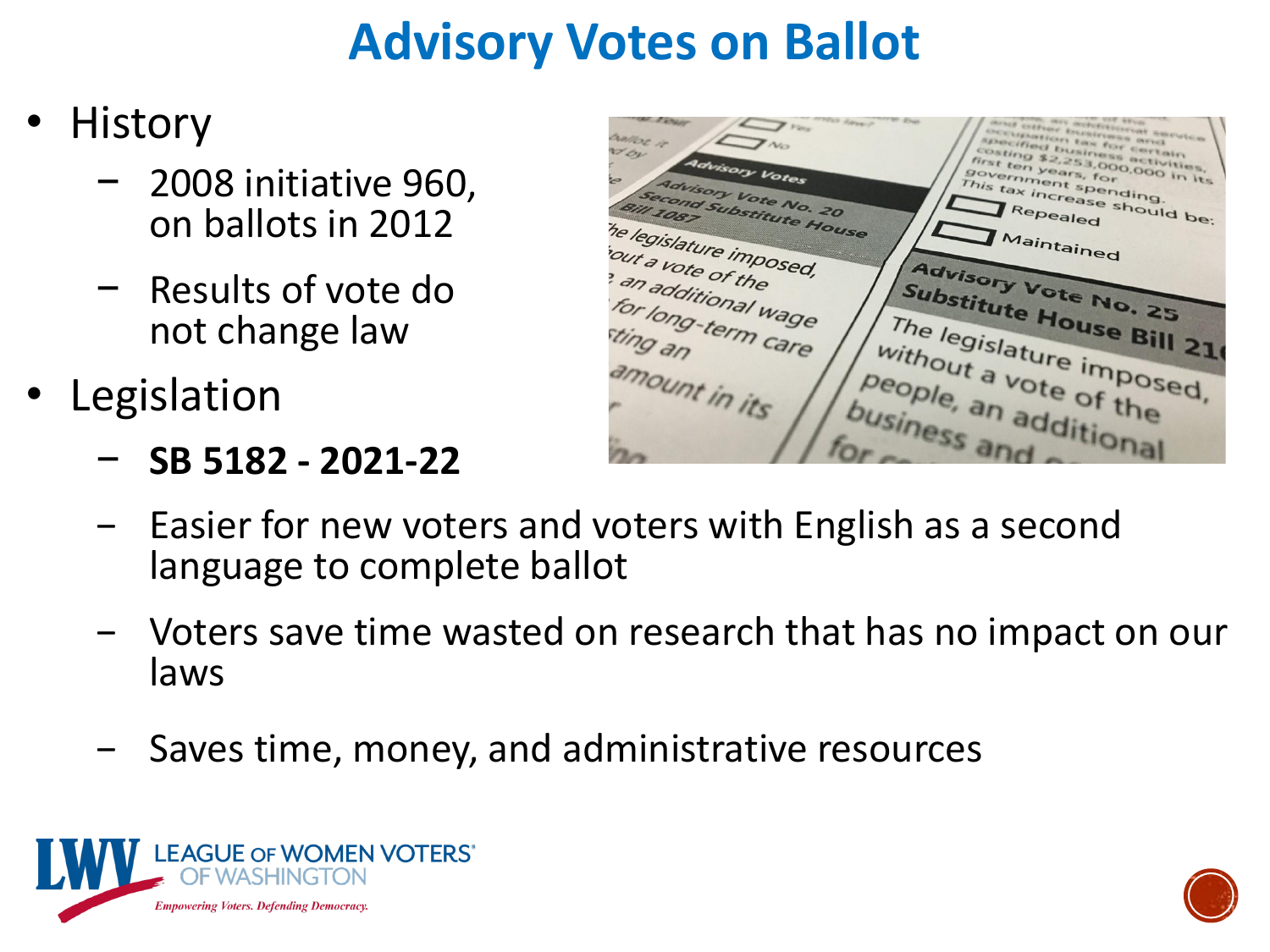# Advisory Votes on Ballot

- History
  - 2008 initiative 960, on ballots in 2012
  - Results of vote do not change law
- Legislation
  - **SB 5182 - 2021-22**
  - Easier for new voters and voters with English as a second language to complete ballot
  - Voters save time wasted on research that has no impact on our laws
  - Saves time, money, and administrative resources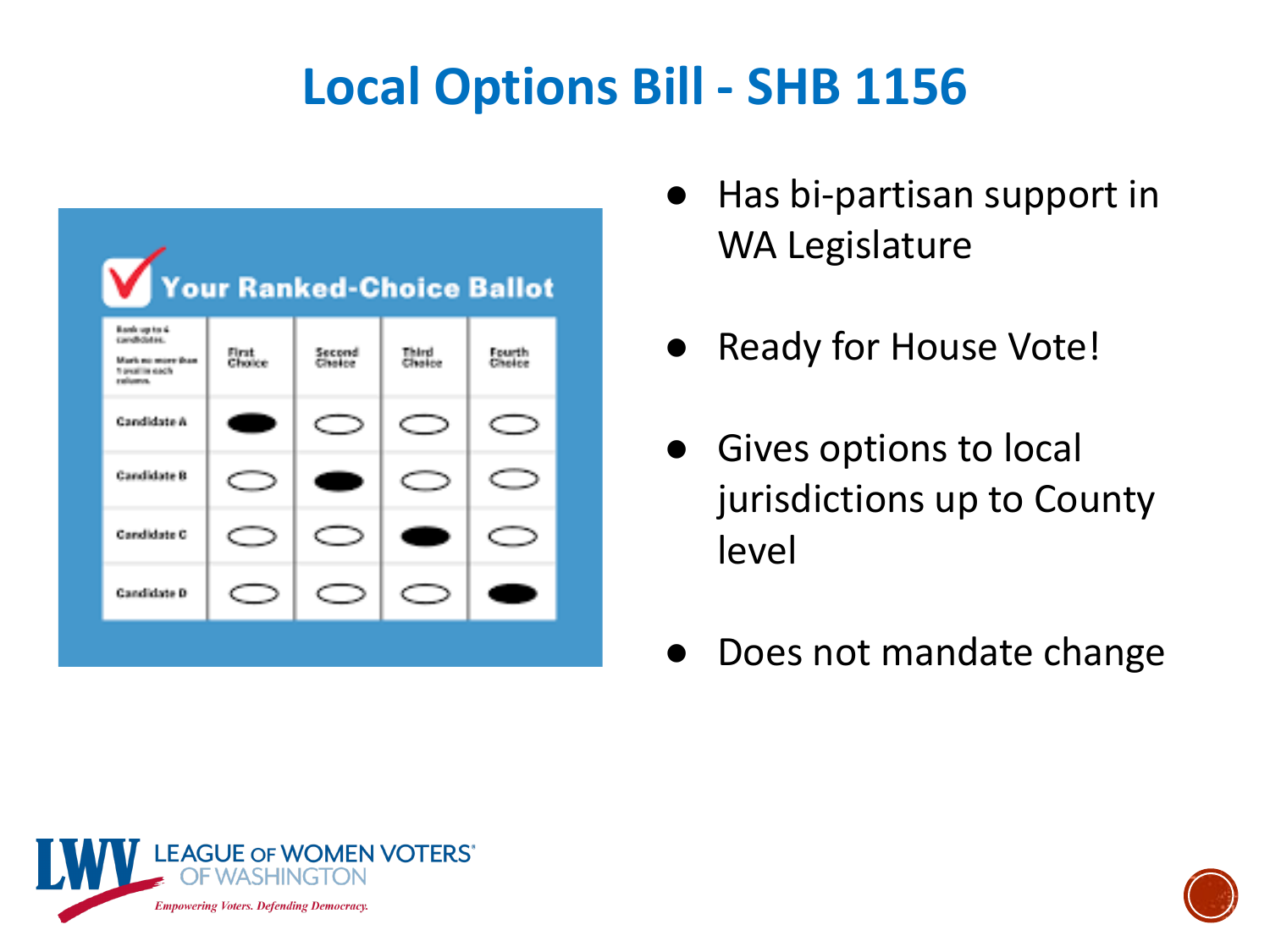# Local Options Bill - SHB 1156

- Has bi-partisan support in WA Legislature
- Ready for House Vote!
- Gives options to local jurisdictions up to County level
- Does not mandate change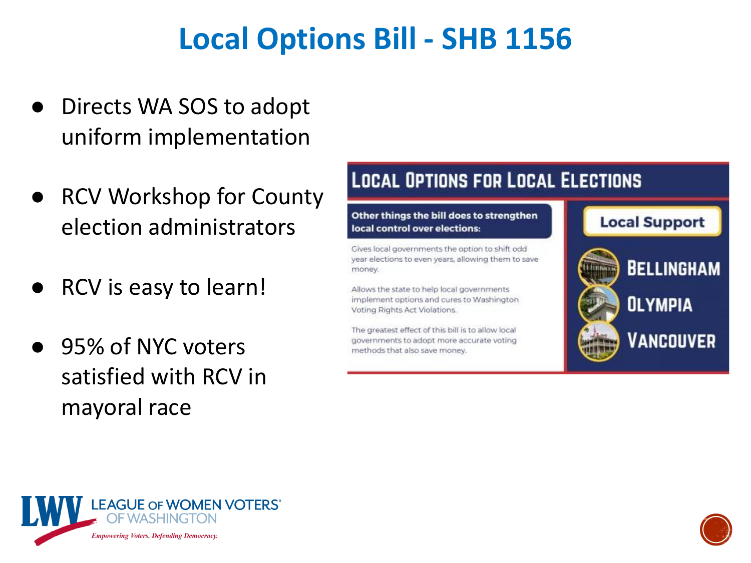# Local Options Bill - SHB 1156

- Directs WA SOS to adopt uniform implementation
- RCV Workshop for County election administrators
- RCV is easy to learn!
- 95% of NYC voters satisfied with RCV in mayoral race

## Local Options for Local Elections

**Other things the bill does to strengthen local control over elections:**

Gives local governments the option to shift odd year elections to even years, allowing them to save money.

Allows the state to help local governments implement options and cures to Washington Voting Rights Act Violations.

The greatest effect of this bill is to allow local governments to adopt more accurate voting methods that also save money.

**Local Support**

- BELLINGHAM
- OLYMPIA
- VANCOUVER

LEAGUE OF WOMEN VOTERS® OF WASHINGTON

*Empowering Voters. Defending Democracy.*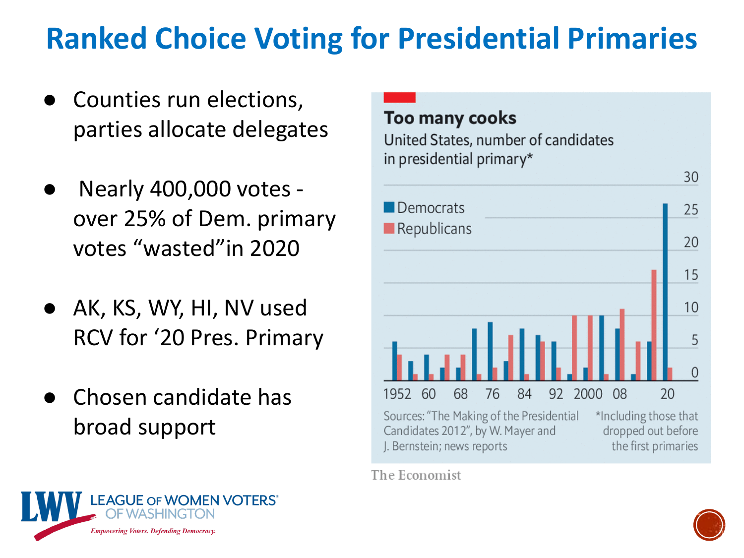# Ranked Choice Voting for Presidential Primaries

- Counties run elections, parties allocate delegates
- Nearly 400,000 votes - over 25% of Dem. primary votes "wasted" in 2020
- AK, KS, WY, HI, NV used RCV for '20 Pres. Primary
- Chosen candidate has broad support

**Too many cooks**

United States, number of candidates in presidential primary*

Sources: "The Making of the Presidential Candidates 2012", by W. Mayer and J. Bernstein; news reports

*Including those that dropped out before the first primaries

The Economist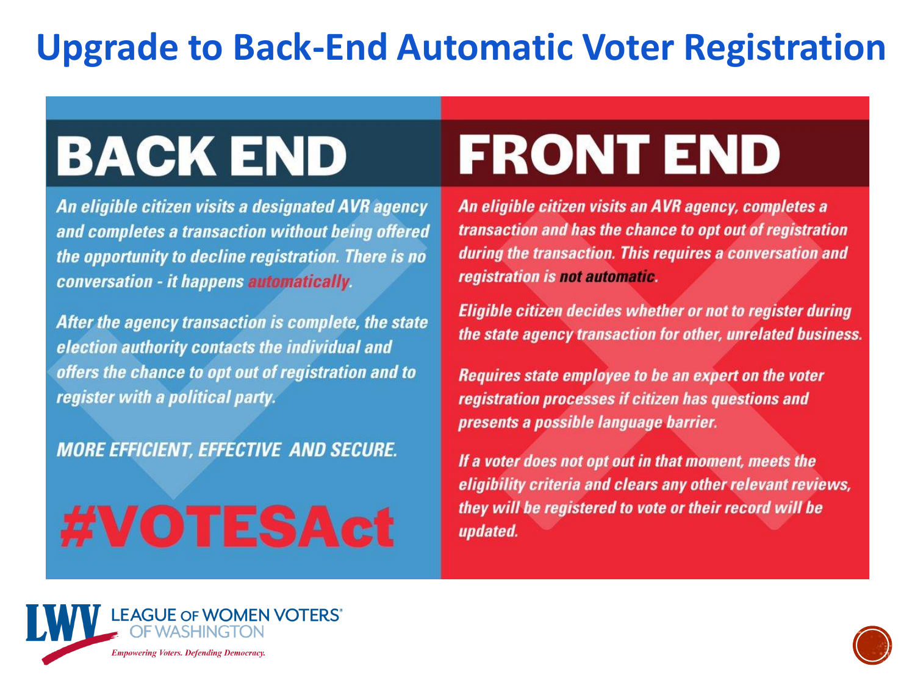# Upgrade to Back-End Automatic Voter Registration

## BACK END

*An eligible citizen visits a designated AVR agency and completes a transaction without being offered the opportunity to decline registration. There is no conversation - it happens automatically.*

*After the agency transaction is complete, the state election authority contacts the individual and offers the chance to opt out of registration and to register with a political party.*

*MORE EFFICIENT, EFFECTIVE AND SECURE.*

**#VOTESAct**

## FRONT END

*An eligible citizen visits an AVR agency, completes a transaction and has the chance to opt out of registration during the transaction. This requires a conversation and registration is not automatic.*

*Eligible citizen decides whether or not to register during the state agency transaction for other, unrelated business.*

*Requires state employee to be an expert on the voter registration processes if citizen has questions and presents a possible language barrier.*

*If a voter does not opt out in that moment, meets the eligibility criteria and clears any other relevant reviews, they will be registered to vote or their record will be updated.*

LEAGUE OF WOMEN VOTERS® OF WASHINGTON

*Empowering Voters. Defending Democracy.*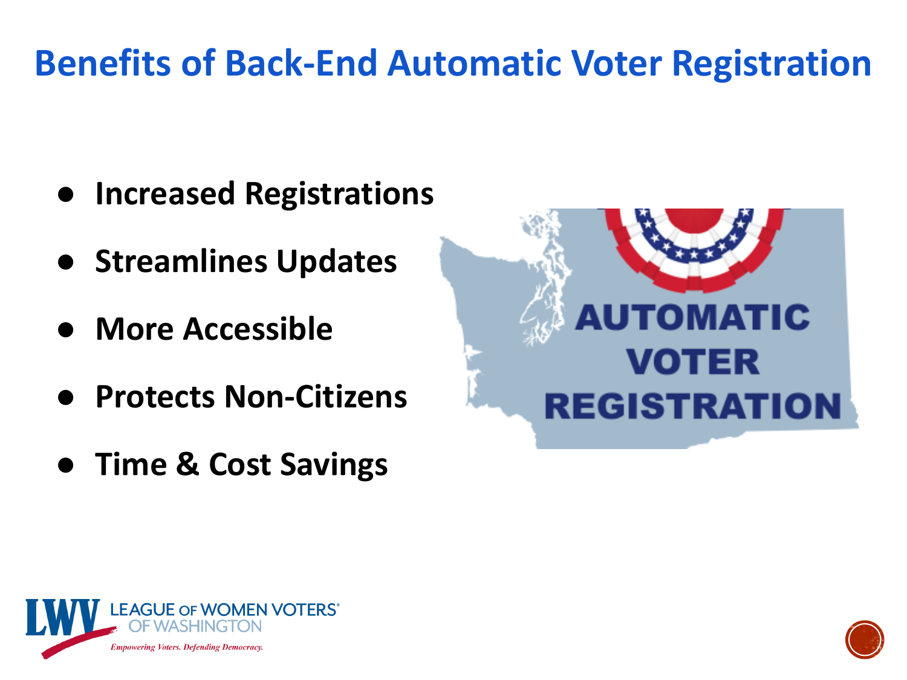# Benefits of Back-End Automatic Voter Registration

- **Increased Registrations**
- **Streamlines Updates**
- **More Accessible**
- **Protects Non-Citizens**
- **Time & Cost Savings**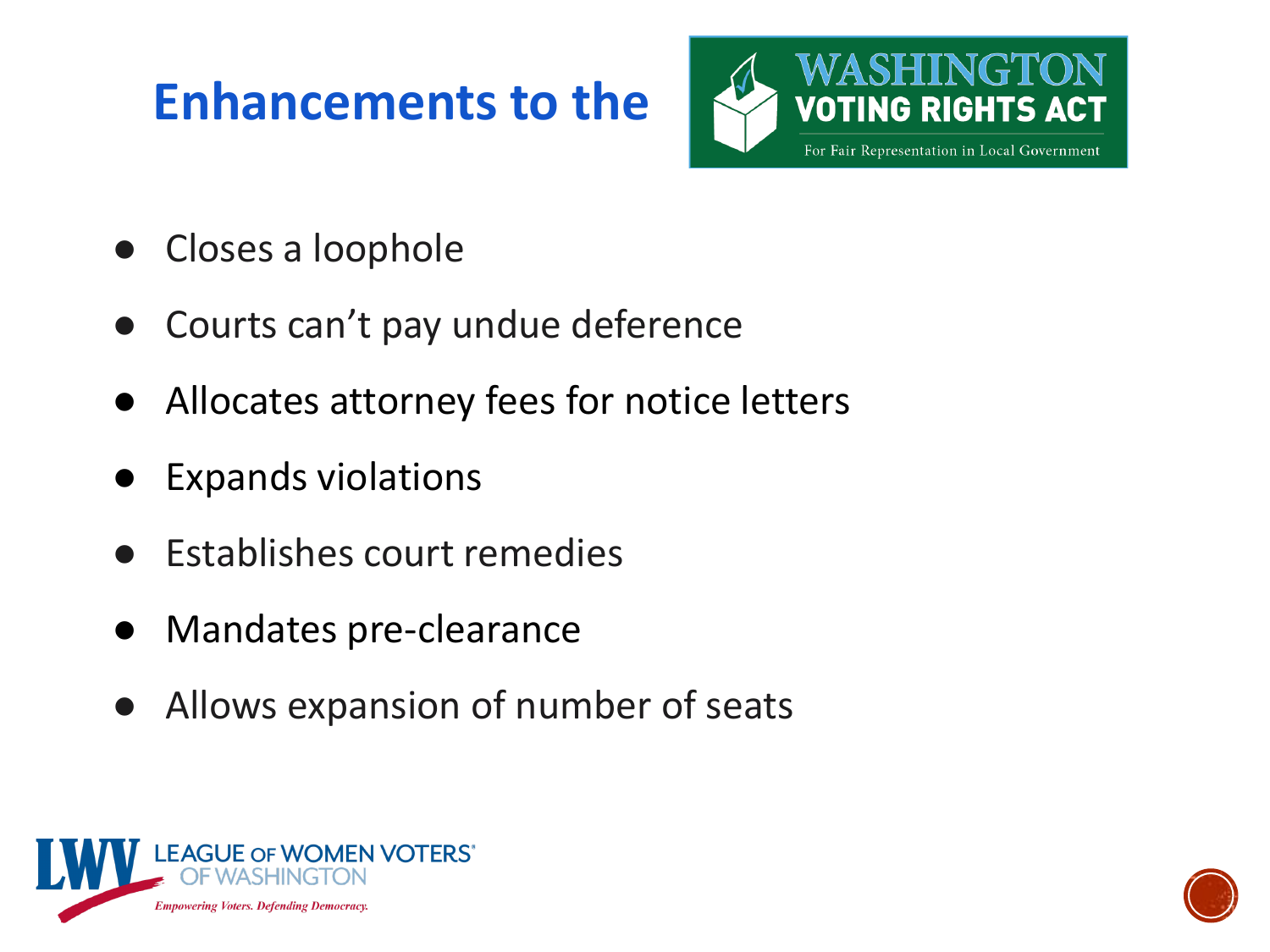# Enhancements to the Washington Voting Rights Act

WASHINGTON VOTING RIGHTS ACT

For Fair Representation in Local Government

- Closes a loophole
- Courts can't pay undue deference
- Allocates attorney fees for notice letters
- Expands violations
- Establishes court remedies
- Mandates pre-clearance
- Allows expansion of number of seats

LEAGUE OF WOMEN VOTERS OF WASHINGTON

*Empowering Voters. Defending Democracy.*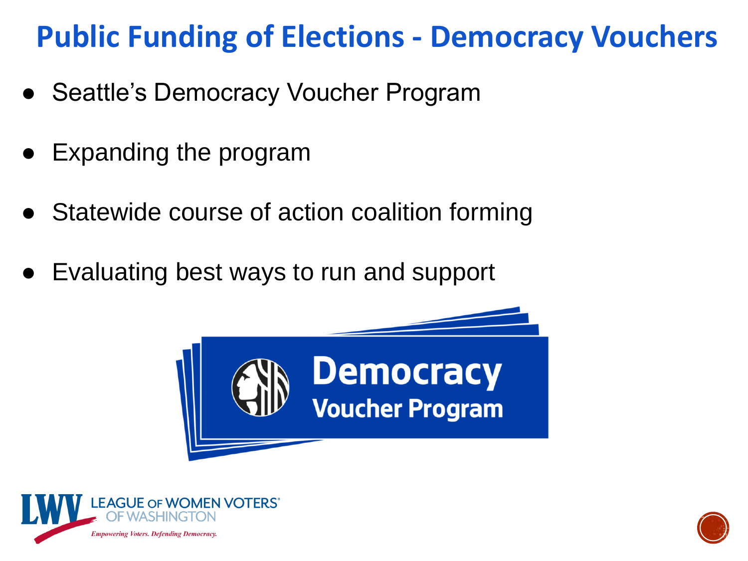# Public Funding of Elections - Democracy Vouchers

- Seattle's Democracy Voucher Program
- Expanding the program
- Statewide course of action coalition forming
- Evaluating best ways to run and support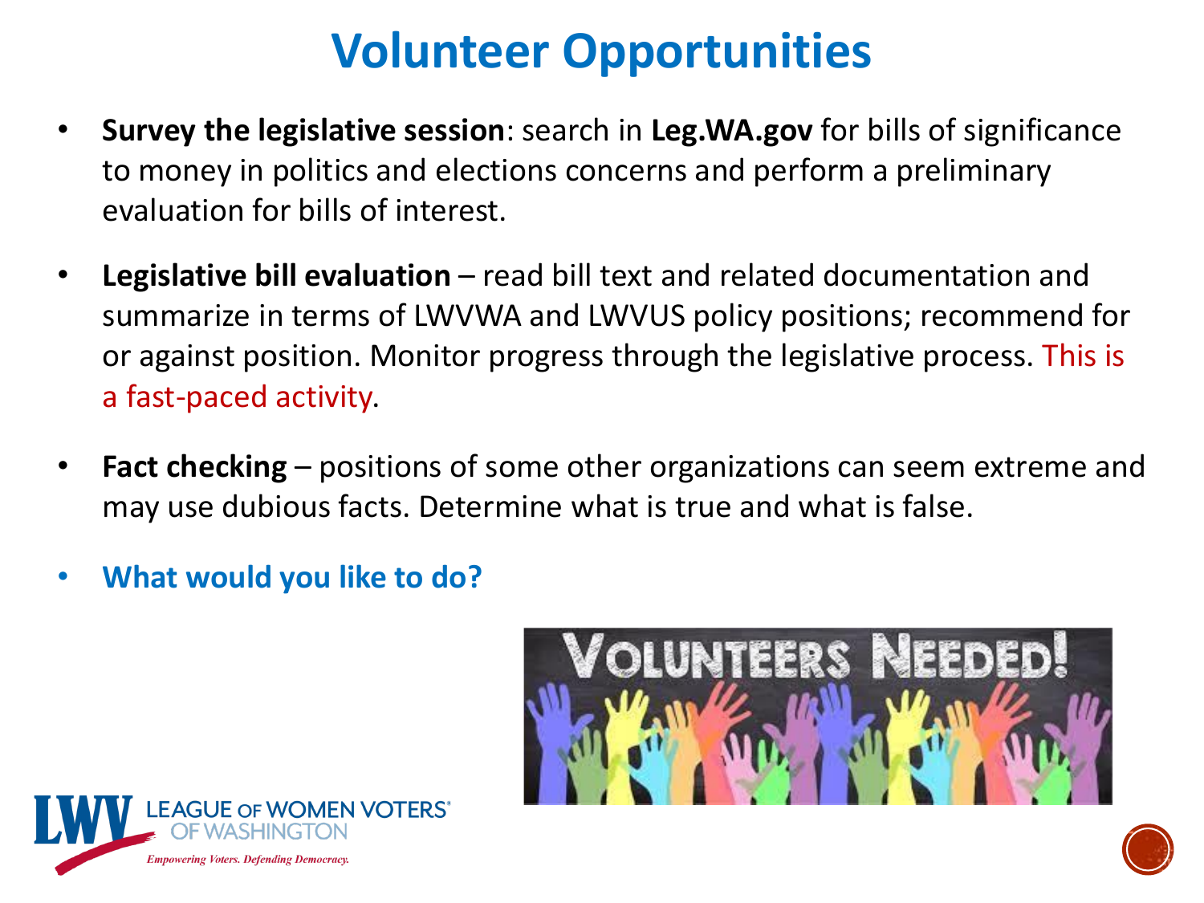# Volunteer Opportunities

- **Survey the legislative session**: search in **Leg.WA.gov** for bills of significance to money in politics and elections concerns and perform a preliminary evaluation for bills of interest.
- **Legislative bill evaluation** – read bill text and related documentation and summarize in terms of LWVWA and LWVUS policy positions; recommend for or against position. Monitor progress through the legislative process. This is a fast-paced activity.
- **Fact checking** – positions of some other organizations can seem extreme and may use dubious facts. Determine what is true and what is false.
- **What would you like to do?**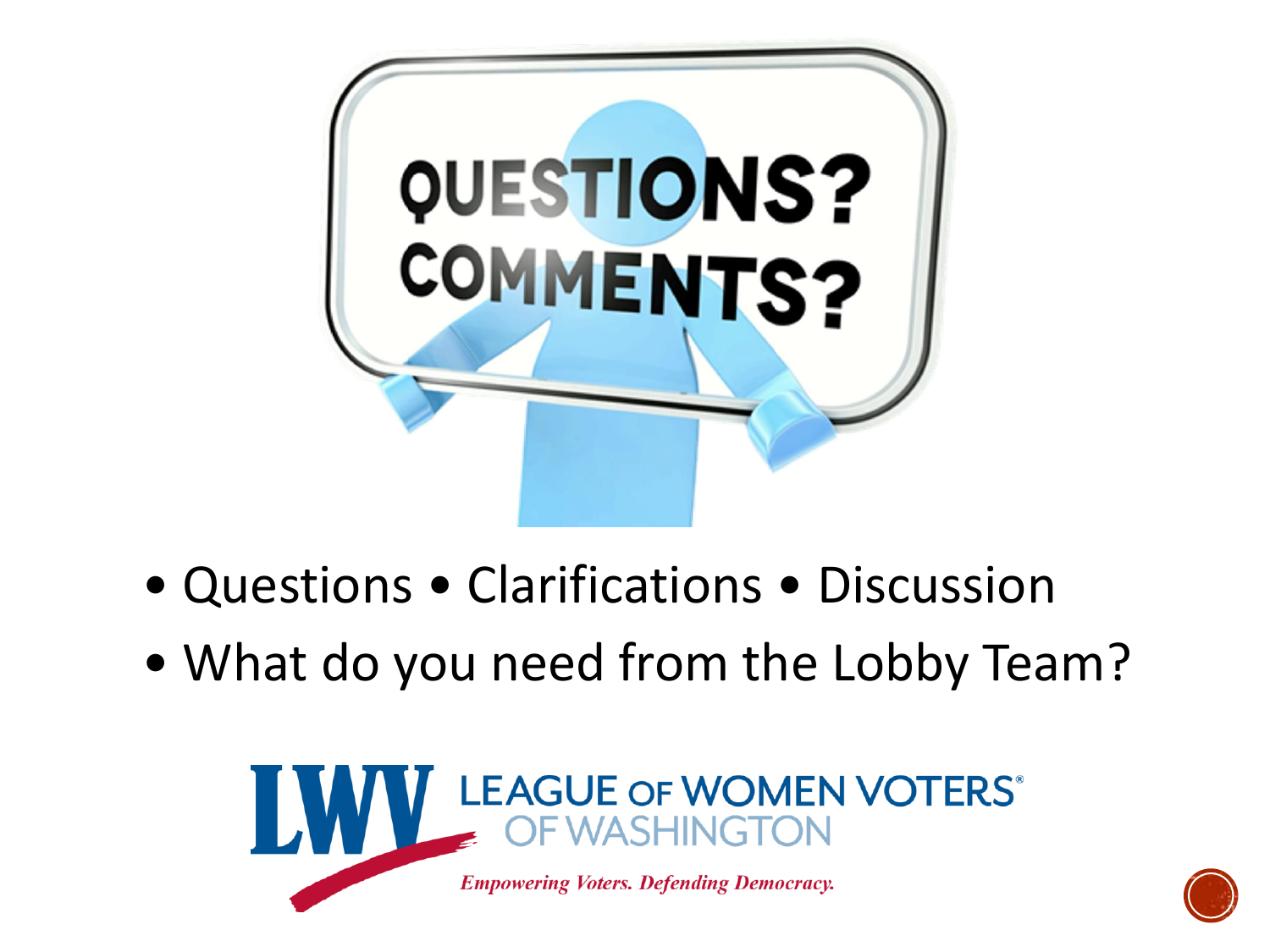QUESTIONS?
COMMENTS?

- Questions • Clarifications • Discussion
- What do you need from the Lobby Team?

LEAGUE OF WOMEN VOTERS®
OF WASHINGTON

*Empowering Voters. Defending Democracy.*